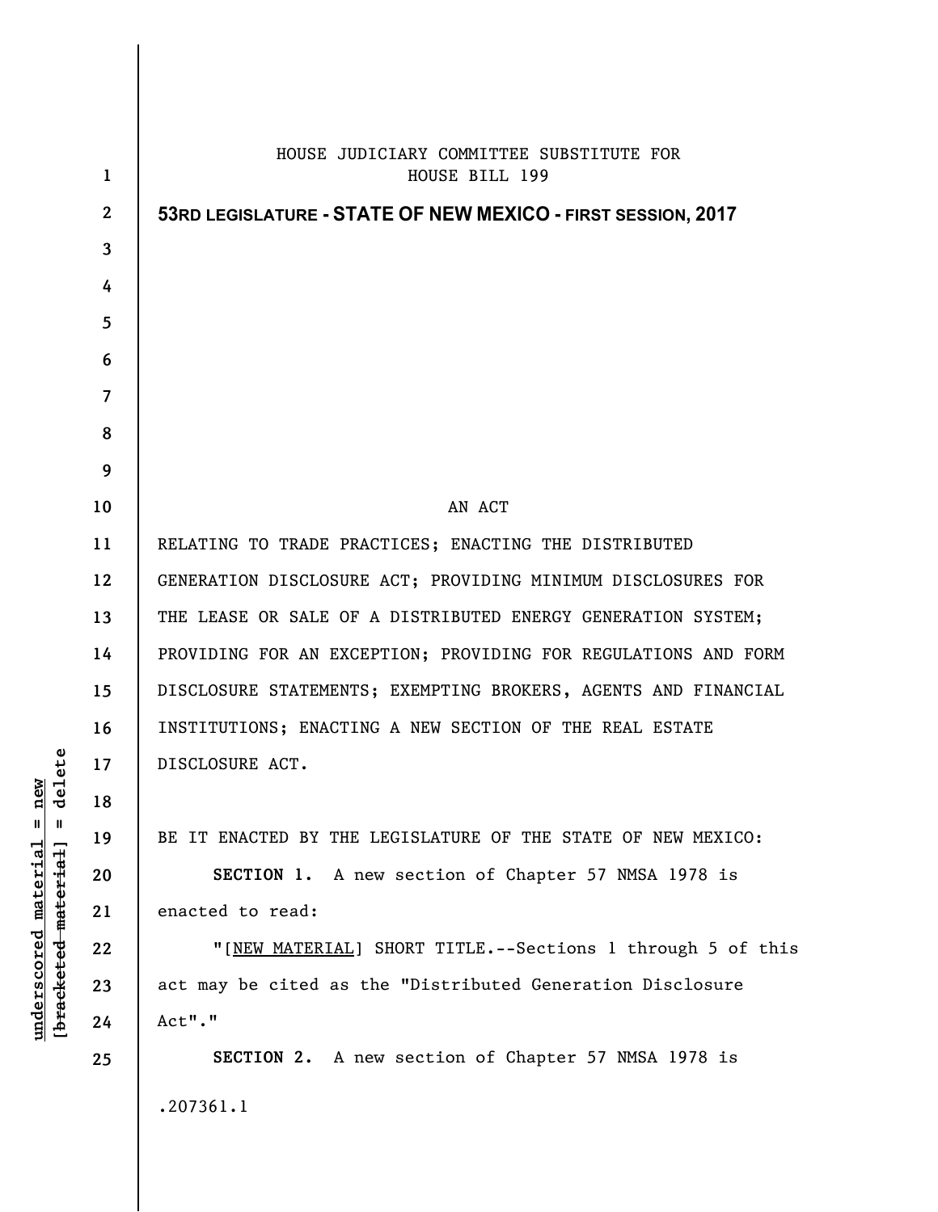HOUSE JUDICIARY COMMITTEE SUBSTITUTE FOR
HOUSE BILL 199

**53RD LEGISLATURE - STATE OF NEW MEXICO - FIRST SESSION, 2017**

AN ACT

RELATING TO TRADE PRACTICES; ENACTING THE DISTRIBUTED GENERATION DISCLOSURE ACT; PROVIDING MINIMUM DISCLOSURES FOR THE LEASE OR SALE OF A DISTRIBUTED ENERGY GENERATION SYSTEM; PROVIDING FOR AN EXCEPTION; PROVIDING FOR REGULATIONS AND FORM DISCLOSURE STATEMENTS; EXEMPTING BROKERS, AGENTS AND FINANCIAL INSTITUTIONS; ENACTING A NEW SECTION OF THE REAL ESTATE DISCLOSURE ACT.

BE IT ENACTED BY THE LEGISLATURE OF THE STATE OF NEW MEXICO:

**SECTION 1.** A new section of Chapter 57 NMSA 1978 is enacted to read:

"[NEW MATERIAL] SHORT TITLE.--Sections 1 through 5 of this act may be cited as the "Distributed Generation Disclosure Act"."

**SECTION 2.** A new section of Chapter 57 NMSA 1978 is

.207361.1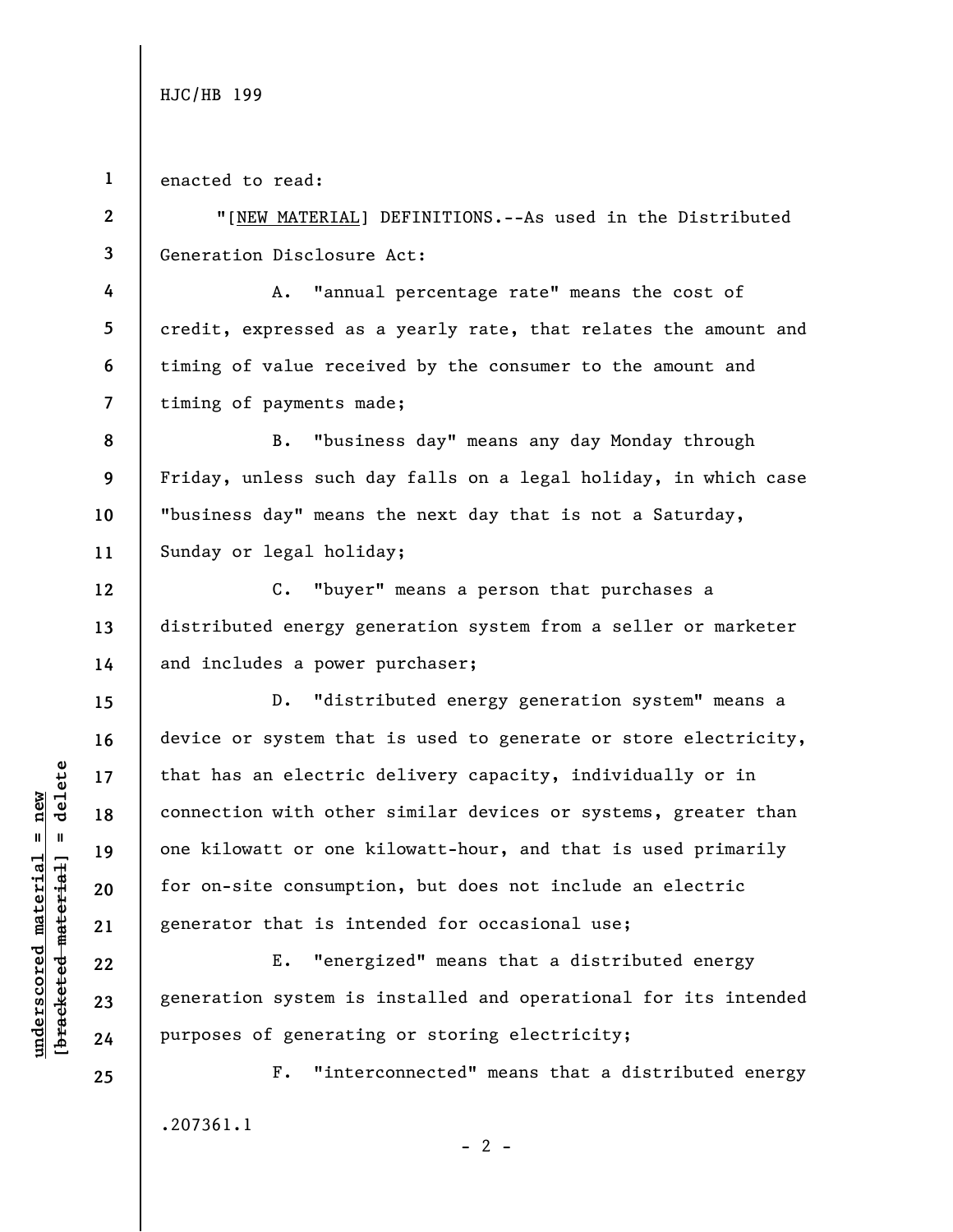enacted to read:

"[NEW MATERIAL] DEFINITIONS.--As used in the Distributed Generation Disclosure Act:

A. "annual percentage rate" means the cost of credit, expressed as a yearly rate, that relates the amount and timing of value received by the consumer to the amount and timing of payments made;

B. "business day" means any day Monday through Friday, unless such day falls on a legal holiday, in which case "business day" means the next day that is not a Saturday, Sunday or legal holiday;

C. "buyer" means a person that purchases a distributed energy generation system from a seller or marketer and includes a power purchaser;

D. "distributed energy generation system" means a device or system that is used to generate or store electricity, that has an electric delivery capacity, individually or in connection with other similar devices or systems, greater than one kilowatt or one kilowatt-hour, and that is used primarily for on-site consumption, but does not include an electric generator that is intended for occasional use;

E. "energized" means that a distributed energy generation system is installed and operational for its intended purposes of generating or storing electricity;

F. "interconnected" means that a distributed energy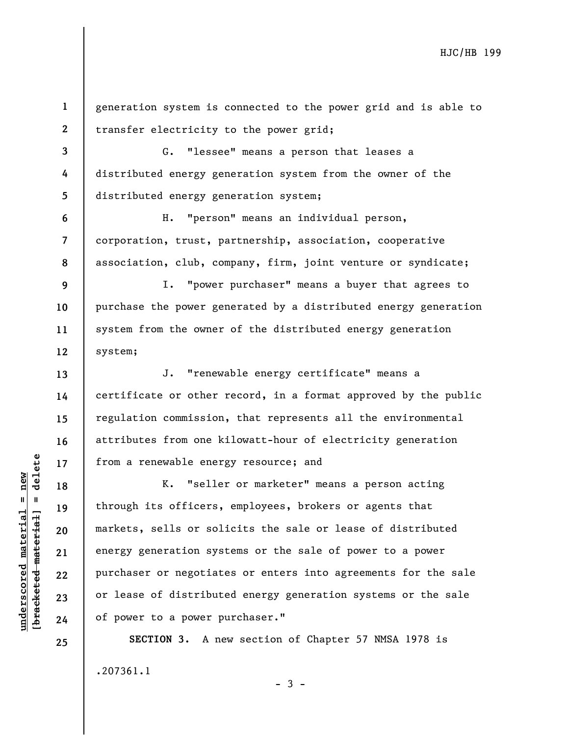generation system is connected to the power grid and is able to transfer electricity to the power grid;

G. "lessee" means a person that leases a distributed energy generation system from the owner of the distributed energy generation system;

H. "person" means an individual person, corporation, trust, partnership, association, cooperative association, club, company, firm, joint venture or syndicate;

I. "power purchaser" means a buyer that agrees to purchase the power generated by a distributed energy generation system from the owner of the distributed energy generation system;

J. "renewable energy certificate" means a certificate or other record, in a format approved by the public regulation commission, that represents all the environmental attributes from one kilowatt-hour of electricity generation from a renewable energy resource; and

K. "seller or marketer" means a person acting through its officers, employees, brokers or agents that markets, sells or solicits the sale or lease of distributed energy generation systems or the sale of power to a power purchaser or negotiates or enters into agreements for the sale or lease of distributed energy generation systems or the sale of power to a power purchaser."

**SECTION 3.** A new section of Chapter 57 NMSA 1978 is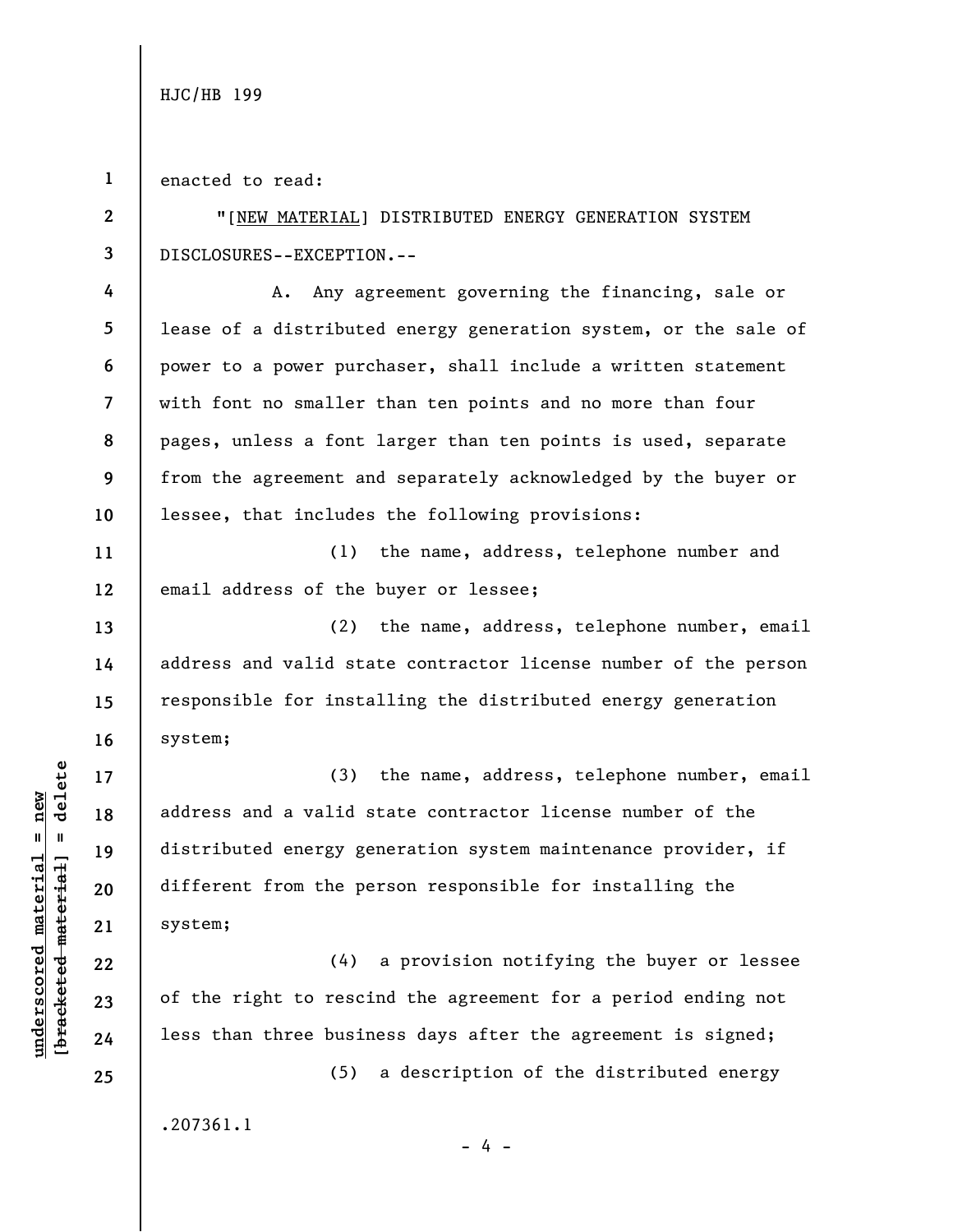enacted to read:

"[NEW MATERIAL] DISTRIBUTED ENERGY GENERATION SYSTEM DISCLOSURES--EXCEPTION.--

A. Any agreement governing the financing, sale or lease of a distributed energy generation system, or the sale of power to a power purchaser, shall include a written statement with font no smaller than ten points and no more than four pages, unless a font larger than ten points is used, separate from the agreement and separately acknowledged by the buyer or lessee, that includes the following provisions:

(1) the name, address, telephone number and email address of the buyer or lessee;

(2) the name, address, telephone number, email address and valid state contractor license number of the person responsible for installing the distributed energy generation system;

(3) the name, address, telephone number, email address and a valid state contractor license number of the distributed energy generation system maintenance provider, if different from the person responsible for installing the system;

(4) a provision notifying the buyer or lessee of the right to rescind the agreement for a period ending not less than three business days after the agreement is signed;

(5) a description of the distributed energy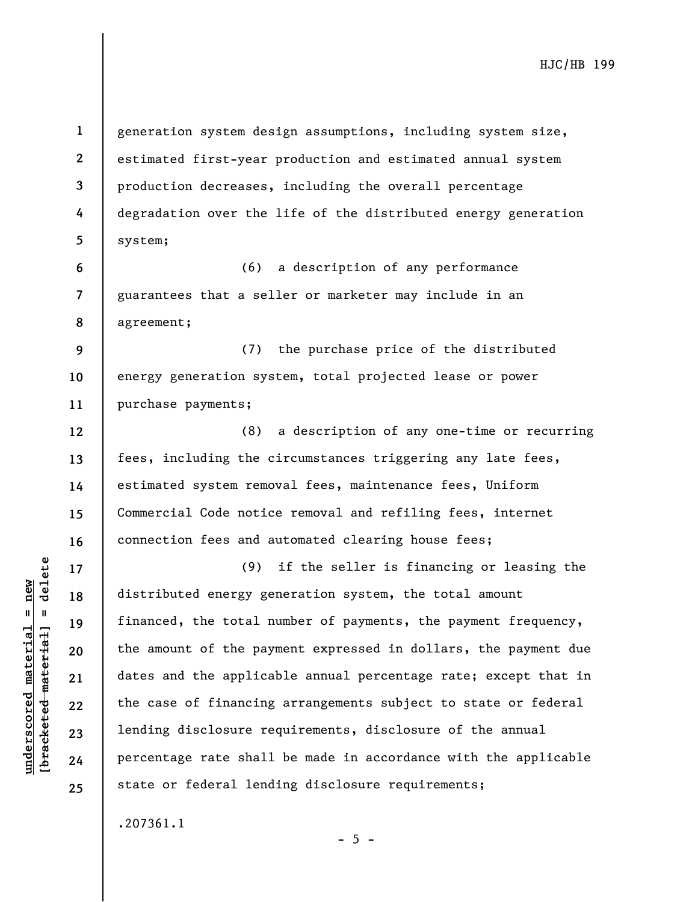generation system design assumptions, including system size, estimated first-year production and estimated annual system production decreases, including the overall percentage degradation over the life of the distributed energy generation system;

(6) a description of any performance guarantees that a seller or marketer may include in an agreement;

(7) the purchase price of the distributed energy generation system, total projected lease or power purchase payments;

(8) a description of any one-time or recurring fees, including the circumstances triggering any late fees, estimated system removal fees, maintenance fees, Uniform Commercial Code notice removal and refiling fees, internet connection fees and automated clearing house fees;

(9) if the seller is financing or leasing the distributed energy generation system, the total amount financed, the total number of payments, the payment frequency, the amount of the payment expressed in dollars, the payment due dates and the applicable annual percentage rate; except that in the case of financing arrangements subject to state or federal lending disclosure requirements, disclosure of the annual percentage rate shall be made in accordance with the applicable state or federal lending disclosure requirements;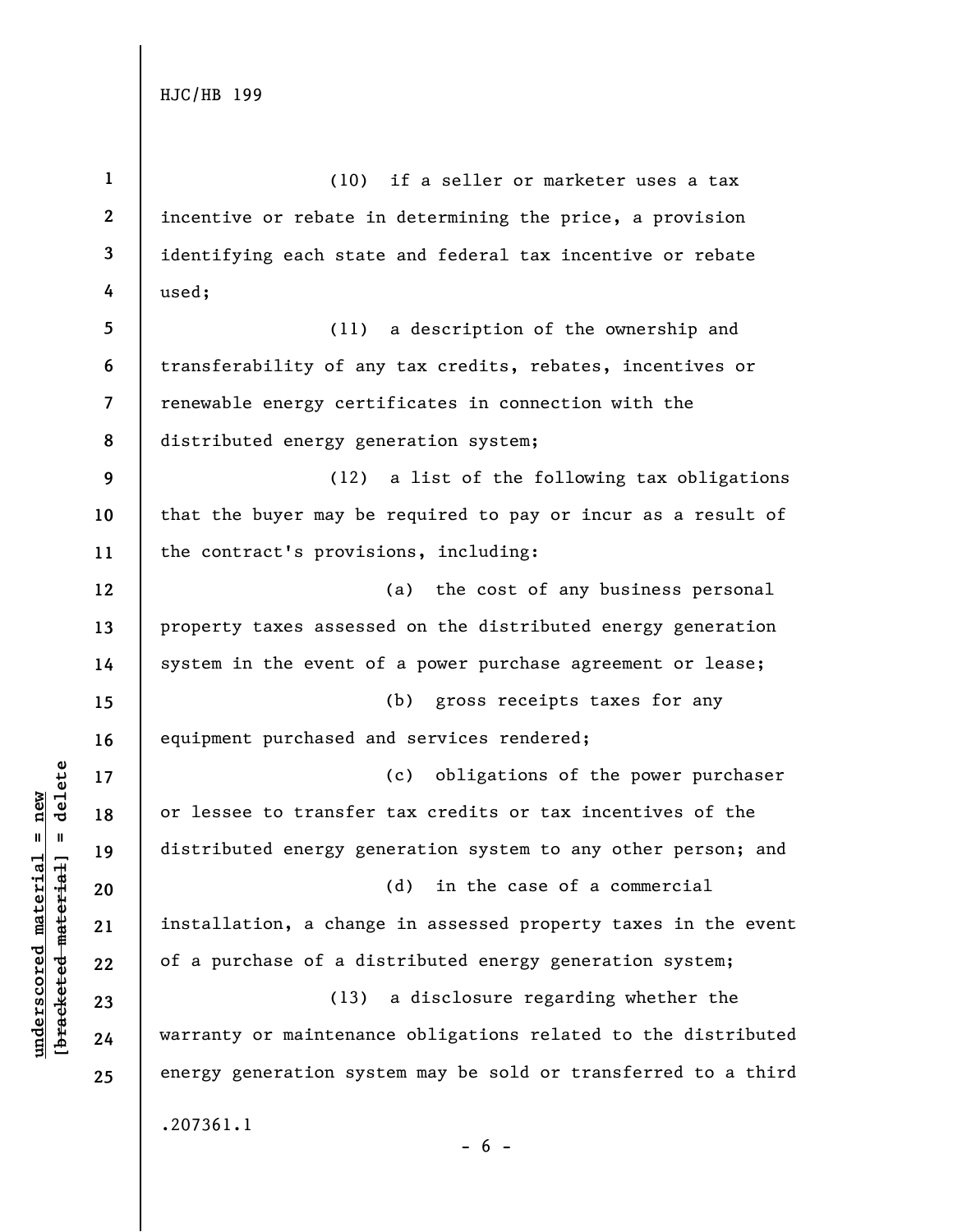(10) if a seller or marketer uses a tax incentive or rebate in determining the price, a provision identifying each state and federal tax incentive or rebate used;

(11) a description of the ownership and transferability of any tax credits, rebates, incentives or renewable energy certificates in connection with the distributed energy generation system;

(12) a list of the following tax obligations that the buyer may be required to pay or incur as a result of the contract's provisions, including:

(a) the cost of any business personal property taxes assessed on the distributed energy generation system in the event of a power purchase agreement or lease;

(b) gross receipts taxes for any equipment purchased and services rendered;

(c) obligations of the power purchaser or lessee to transfer tax credits or tax incentives of the distributed energy generation system to any other person; and

(d) in the case of a commercial installation, a change in assessed property taxes in the event of a purchase of a distributed energy generation system;

(13) a disclosure regarding whether the warranty or maintenance obligations related to the distributed energy generation system may be sold or transferred to a third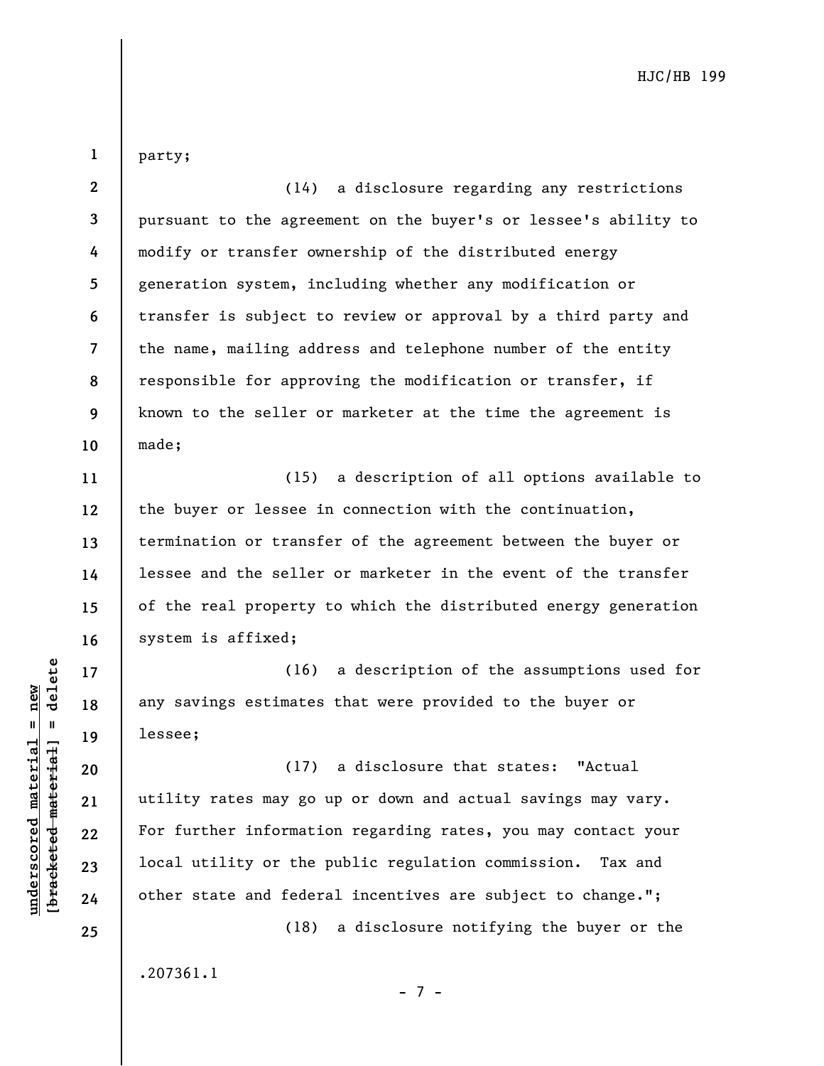party;

(14) a disclosure regarding any restrictions pursuant to the agreement on the buyer's or lessee's ability to modify or transfer ownership of the distributed energy generation system, including whether any modification or transfer is subject to review or approval by a third party and the name, mailing address and telephone number of the entity responsible for approving the modification or transfer, if known to the seller or marketer at the time the agreement is made;

(15) a description of all options available to the buyer or lessee in connection with the continuation, termination or transfer of the agreement between the buyer or lessee and the seller or marketer in the event of the transfer of the real property to which the distributed energy generation system is affixed;

(16) a description of the assumptions used for any savings estimates that were provided to the buyer or lessee;

(17) a disclosure that states: "Actual utility rates may go up or down and actual savings may vary. For further information regarding rates, you may contact your local utility or the public regulation commission. Tax and other state and federal incentives are subject to change.";

(18) a disclosure notifying the buyer or the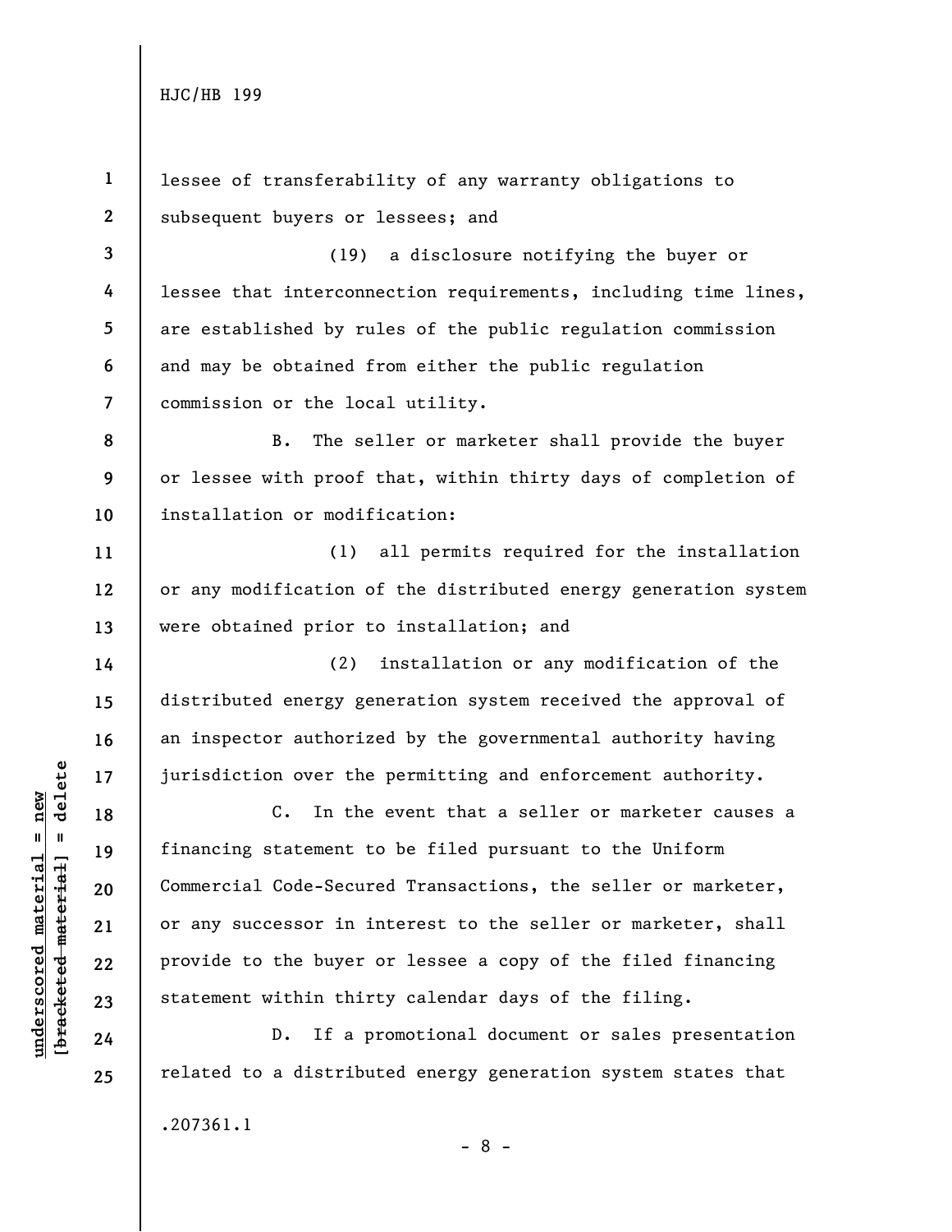lessee of transferability of any warranty obligations to subsequent buyers or lessees; and

(19) a disclosure notifying the buyer or lessee that interconnection requirements, including time lines, are established by rules of the public regulation commission and may be obtained from either the public regulation commission or the local utility.

B. The seller or marketer shall provide the buyer or lessee with proof that, within thirty days of completion of installation or modification:

(1) all permits required for the installation or any modification of the distributed energy generation system were obtained prior to installation; and

(2) installation or any modification of the distributed energy generation system received the approval of an inspector authorized by the governmental authority having jurisdiction over the permitting and enforcement authority.

C. In the event that a seller or marketer causes a financing statement to be filed pursuant to the Uniform Commercial Code-Secured Transactions, the seller or marketer, or any successor in interest to the seller or marketer, shall provide to the buyer or lessee a copy of the filed financing statement within thirty calendar days of the filing.

D. If a promotional document or sales presentation related to a distributed energy generation system states that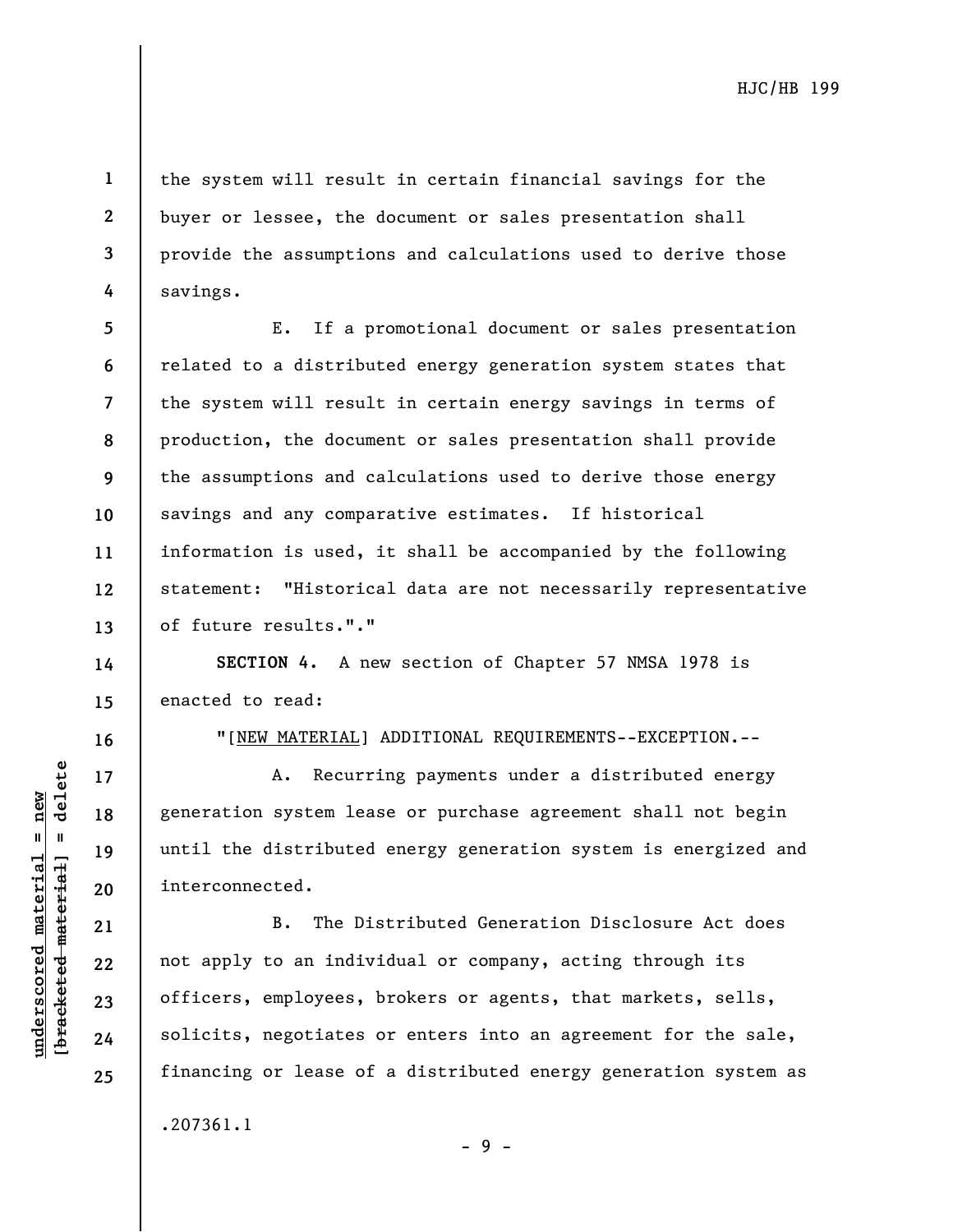the system will result in certain financial savings for the buyer or lessee, the document or sales presentation shall provide the assumptions and calculations used to derive those savings.

E. If a promotional document or sales presentation related to a distributed energy generation system states that the system will result in certain energy savings in terms of production, the document or sales presentation shall provide the assumptions and calculations used to derive those energy savings and any comparative estimates. If historical information is used, it shall be accompanied by the following statement: "Historical data are not necessarily representative of future results."."

**SECTION 4.** A new section of Chapter 57 NMSA 1978 is enacted to read:

"[NEW MATERIAL] ADDITIONAL REQUIREMENTS--EXCEPTION.--

A. Recurring payments under a distributed energy generation system lease or purchase agreement shall not begin until the distributed energy generation system is energized and interconnected.

B. The Distributed Generation Disclosure Act does not apply to an individual or company, acting through its officers, employees, brokers or agents, that markets, sells, solicits, negotiates or enters into an agreement for the sale, financing or lease of a distributed energy generation system as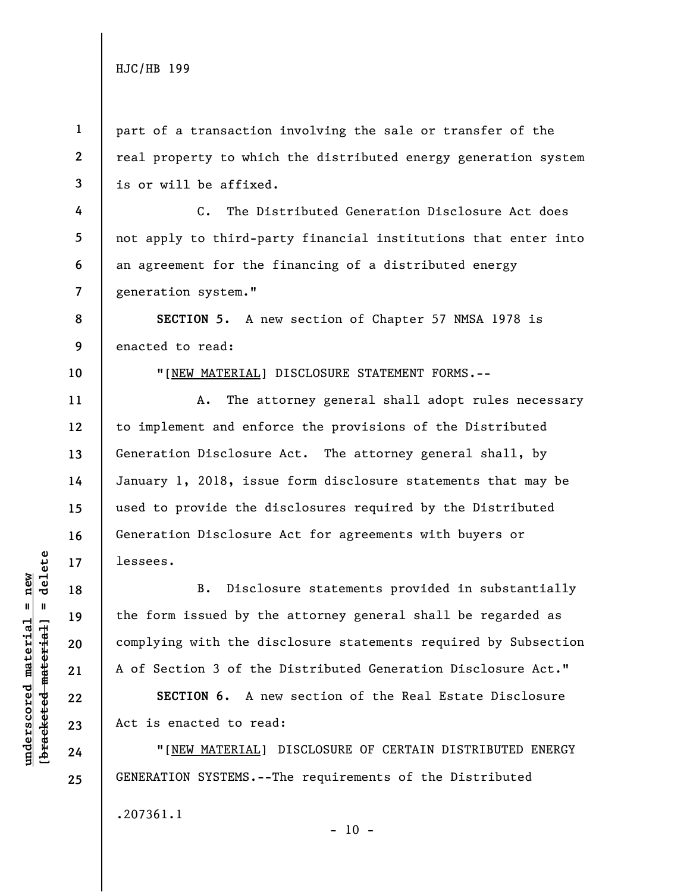part of a transaction involving the sale or transfer of the real property to which the distributed energy generation system is or will be affixed.

C. The Distributed Generation Disclosure Act does not apply to third-party financial institutions that enter into an agreement for the financing of a distributed energy generation system."

**SECTION 5.** A new section of Chapter 57 NMSA 1978 is enacted to read:

"[NEW MATERIAL] DISCLOSURE STATEMENT FORMS.--

A. The attorney general shall adopt rules necessary to implement and enforce the provisions of the Distributed Generation Disclosure Act. The attorney general shall, by January 1, 2018, issue form disclosure statements that may be used to provide the disclosures required by the Distributed Generation Disclosure Act for agreements with buyers or lessees.

B. Disclosure statements provided in substantially the form issued by the attorney general shall be regarded as complying with the disclosure statements required by Subsection A of Section 3 of the Distributed Generation Disclosure Act."

**SECTION 6.** A new section of the Real Estate Disclosure Act is enacted to read:

"[NEW MATERIAL] DISCLOSURE OF CERTAIN DISTRIBUTED ENERGY GENERATION SYSTEMS.--The requirements of the Distributed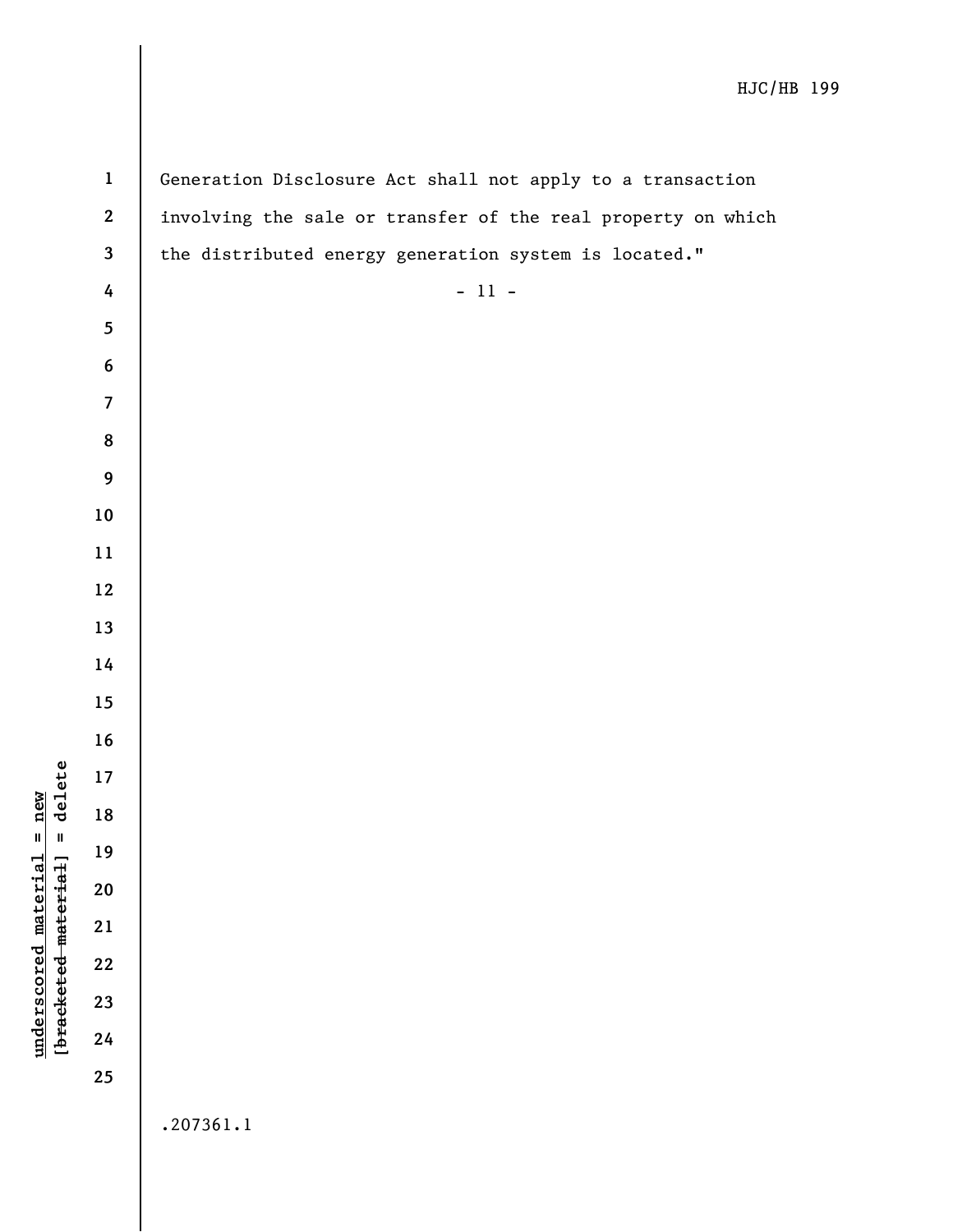Generation Disclosure Act shall not apply to a transaction involving the sale or transfer of the real property on which the distributed energy generation system is located."